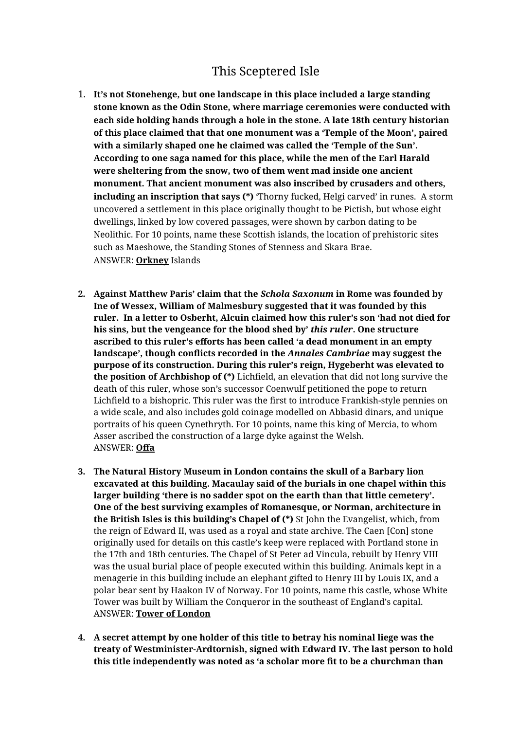# This Sceptered Isle

1. **It's not Stonehenge, but one landscape in this place included a large standing stone known as the Odin Stone, where marriage ceremonies were conducted with each side holding hands through a hole in the stone. A late 18th century historian of this place claimed that that one monument was a 'Temple of the Moon', paired with a similarly shaped one he claimed was called the 'Temple of the Sun'. According to one saga named for this place, while the men of the Earl Harald were sheltering from the snow, two of them went mad inside one ancient monument. That ancient monument was also inscribed by crusaders and others, including an inscription that says (*)** 'Thorny fucked, Helgi carved' in runes. A storm uncovered a settlement in this place originally thought to be Pictish, but whose eight dwellings, linked by low covered passages, were shown by carbon dating to be Neolithic. For 10 points, name these Scottish islands, the location of prehistoric sites such as Maeshowe, the Standing Stones of Stenness and Skara Brae.
   ANSWER: **<u>Orkney</u>** Islands

2. **Against Matthew Paris' claim that the *Schola Saxonum* in Rome was founded by Ine of Wessex, William of Malmesbury suggested that it was founded by this ruler. In a letter to Osberht, Alcuin claimed how this ruler's son 'had not died for his sins, but the vengeance for the blood shed by' *this ruler*. One structure ascribed to this ruler's efforts has been called 'a dead monument in an empty landscape', though conflicts recorded in the *Annales Cambriae* may suggest the purpose of its construction. During this ruler's reign, Hygeberht was elevated to the position of Archbishop of (*)** Lichfield, an elevation that did not long survive the death of this ruler, whose son's successor Coenwulf petitioned the pope to return Lichfield to a bishopric. This ruler was the first to introduce Frankish-style pennies on a wide scale, and also includes gold coinage modelled on Abbasid dinars, and unique portraits of his queen Cynethryth. For 10 points, name this king of Mercia, to whom Asser ascribed the construction of a large dyke against the Welsh.
   ANSWER: **<u>Offa</u>**

3. **The Natural History Museum in London contains the skull of a Barbary lion excavated at this building. Macaulay said of the burials in one chapel within this larger building 'there is no sadder spot on the earth than that little cemetery'. One of the best surviving examples of Romanesque, or Norman, architecture in the British Isles is this building's Chapel of (*)** St John the Evangelist, which, from the reign of Edward II, was used as a royal and state archive. The Caen [Con] stone originally used for details on this castle's keep were replaced with Portland stone in the 17th and 18th centuries. The Chapel of St Peter ad Vincula, rebuilt by Henry VIII was the usual burial place of people executed within this building. Animals kept in a menagerie in this building include an elephant gifted to Henry III by Louis IX, and a polar bear sent by Haakon IV of Norway. For 10 points, name this castle, whose White Tower was built by William the Conqueror in the southeast of England's capital.
   ANSWER: **<u>Tower of London</u>**

4. **A secret attempt by one holder of this title to betray his nominal liege was the treaty of Westminister-Ardtornish, signed with Edward IV. The last person to hold this title independently was noted as 'a scholar more fit to be a churchman than**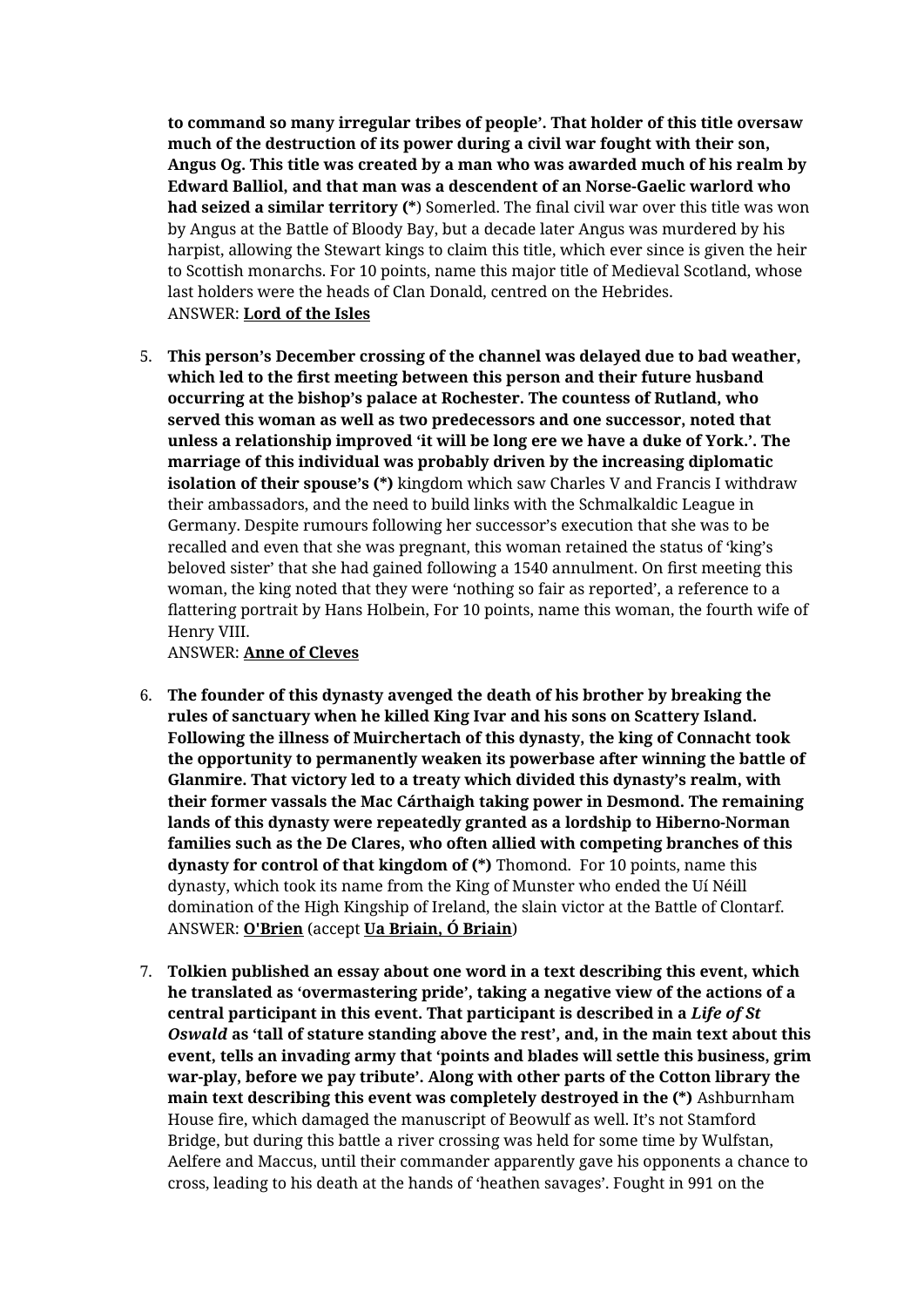**to command so many irregular tribes of people'. That holder of this title oversaw much of the destruction of its power during a civil war fought with their son, Angus Og. This title was created by a man who was awarded much of his realm by Edward Balliol, and that man was a descendent of an Norse-Gaelic warlord who had seized a similar territory (*)** Somerled. The final civil war over this title was won by Angus at the Battle of Bloody Bay, but a decade later Angus was murdered by his harpist, allowing the Stewart kings to claim this title, which ever since is given the heir to Scottish monarchs. For 10 points, name this major title of Medieval Scotland, whose last holders were the heads of Clan Donald, centred on the Hebrides.
ANSWER: **<u>Lord of the Isles</u>**

5. **This person's December crossing of the channel was delayed due to bad weather, which led to the first meeting between this person and their future husband occurring at the bishop's palace at Rochester. The countess of Rutland, who served this woman as well as two predecessors and one successor, noted that unless a relationship improved 'it will be long ere we have a duke of York.'. The marriage of this individual was probably driven by the increasing diplomatic isolation of their spouse's (*)** kingdom which saw Charles V and Francis I withdraw their ambassadors, and the need to build links with the Schmalkaldic League in Germany. Despite rumours following her successor's execution that she was to be recalled and even that she was pregnant, this woman retained the status of 'king's beloved sister' that she had gained following a 1540 annulment. On first meeting this woman, the king noted that they were 'nothing so fair as reported', a reference to a flattering portrait by Hans Holbein, For 10 points, name this woman, the fourth wife of Henry VIII.
ANSWER: **<u>Anne of Cleves</u>**

6. **The founder of this dynasty avenged the death of his brother by breaking the rules of sanctuary when he killed King Ivar and his sons on Scattery Island. Following the illness of Muirchertach of this dynasty, the king of Connacht took the opportunity to permanently weaken its powerbase after winning the battle of Glanmire. That victory led to a treaty which divided this dynasty's realm, with their former vassals the Mac Cárthaigh taking power in Desmond. The remaining lands of this dynasty were repeatedly granted as a lordship to Hiberno-Norman families such as the De Clares, who often allied with competing branches of this dynasty for control of that kingdom of (*)** Thomond. For 10 points, name this dynasty, which took its name from the King of Munster who ended the Uí Néill domination of the High Kingship of Ireland, the slain victor at the Battle of Clontarf.
ANSWER: **<u>O'Brien</u>** (accept **<u>Ua Briain, Ó Briain</u>**)

7. **Tolkien published an essay about one word in a text describing this event, which he translated as 'overmastering pride', taking a negative view of the actions of a central participant in this event. That participant is described in a *Life of St Oswald* as 'tall of stature standing above the rest', and, in the main text about this event, tells an invading army that 'points and blades will settle this business, grim war-play, before we pay tribute'. Along with other parts of the Cotton library the main text describing this event was completely destroyed in the (*)** Ashburnham House fire, which damaged the manuscript of Beowulf as well. It's not Stamford Bridge, but during this battle a river crossing was held for some time by Wulfstan, Aelfere and Maccus, until their commander apparently gave his opponents a chance to cross, leading to his death at the hands of 'heathen savages'. Fought in 991 on the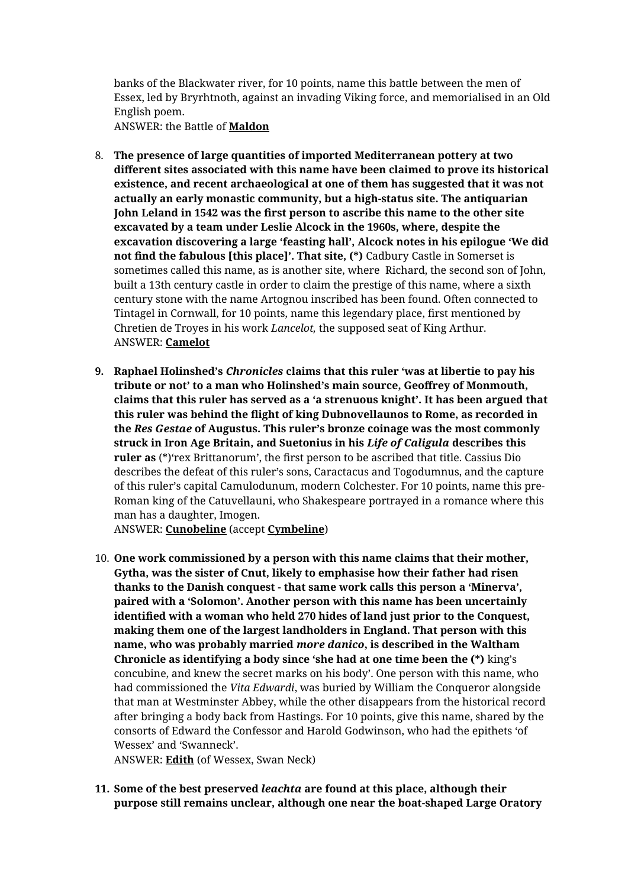banks of the Blackwater river, for 10 points, name this battle between the men of Essex, led by Bryrhtnoth, against an invading Viking force, and memorialised in an Old English poem.
ANSWER: the Battle of **Maldon**

8. **The presence of large quantities of imported Mediterranean pottery at two different sites associated with this name have been claimed to prove its historical existence, and recent archaeological at one of them has suggested that it was not actually an early monastic community, but a high-status site. The antiquarian John Leland in 1542 was the first person to ascribe this name to the other site excavated by a team under Leslie Alcock in the 1960s, where, despite the excavation discovering a large 'feasting hall', Alcock notes in his epilogue 'We did not find the fabulous [this place]'. That site, (*)** Cadbury Castle in Somerset is sometimes called this name, as is another site, where Richard, the second son of John, built a 13th century castle in order to claim the prestige of this name, where a sixth century stone with the name Artognou inscribed has been found. Often connected to Tintagel in Cornwall, for 10 points, name this legendary place, first mentioned by Chretien de Troyes in his work *Lancelot,* the supposed seat of King Arthur.
ANSWER: **Camelot**

9. **Raphael Holinshed's *Chronicles* claims that this ruler 'was at libertie to pay his tribute or not' to a man who Holinshed's main source, Geoffrey of Monmouth, claims that this ruler has served as a 'a strenuous knight'. It has been argued that this ruler was behind the flight of king Dubnovellaunos to Rome, as recorded in the *Res Gestae* of Augustus. This ruler's bronze coinage was the most commonly struck in Iron Age Britain, and Suetonius in his *Life of Caligula* describes this ruler as** (*)'rex Brittanorum', the first person to be ascribed that title. Cassius Dio describes the defeat of this ruler's sons, Caractacus and Togodumnus, and the capture of this ruler's capital Camulodunum, modern Colchester. For 10 points, name this pre-Roman king of the Catuvellauni, who Shakespeare portrayed in a romance where this man has a daughter, Imogen.
ANSWER: **Cunobeline** (accept **Cymbeline**)

10. **One work commissioned by a person with this name claims that their mother, Gytha, was the sister of Cnut, likely to emphasise how their father had risen thanks to the Danish conquest - that same work calls this person a 'Minerva', paired with a 'Solomon'. Another person with this name has been uncertainly identified with a woman who held 270 hides of land just prior to the Conquest, making them one of the largest landholders in England. That person with this name, who was probably married *more danico*, is described in the Waltham Chronicle as identifying a body since 'she had at one time been the (*)** king's concubine, and knew the secret marks on his body'. One person with this name, who had commissioned the *Vita Edwardi*, was buried by William the Conqueror alongside that man at Westminster Abbey, while the other disappears from the historical record after bringing a body back from Hastings. For 10 points, give this name, shared by the consorts of Edward the Confessor and Harold Godwinson, who had the epithets 'of Wessex' and 'Swanneck'.
ANSWER: **Edith** (of Wessex, Swan Neck)

11. **Some of the best preserved *leachta* are found at this place, although their purpose still remains unclear, although one near the boat-shaped Large Oratory**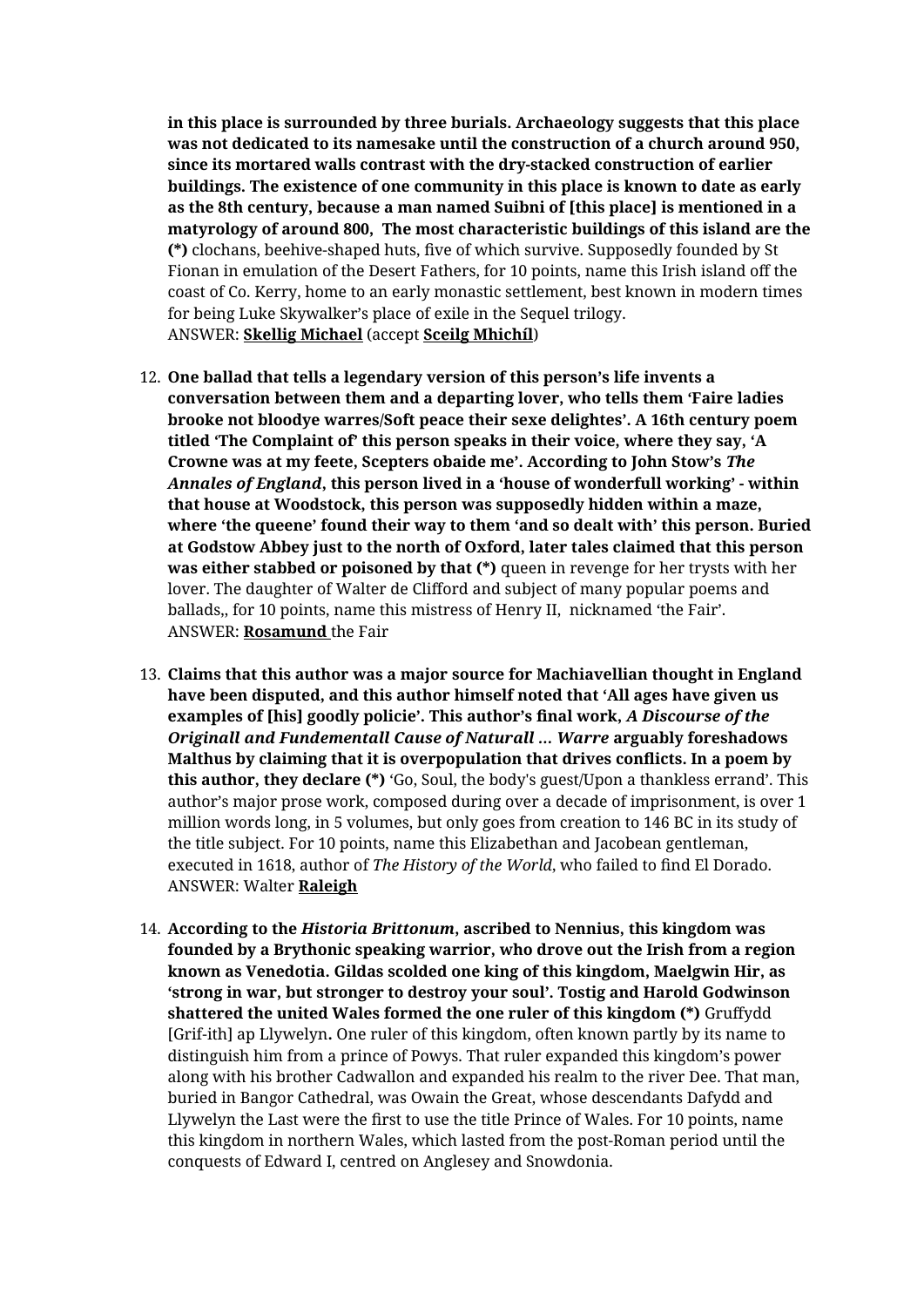**in this place is surrounded by three burials. Archaeology suggests that this place was not dedicated to its namesake until the construction of a church around 950, since its mortared walls contrast with the dry-stacked construction of earlier buildings. The existence of one community in this place is known to date as early as the 8th century, because a man named Suibni of [this place] is mentioned in a matyrology of around 800,  The most characteristic buildings of this island are the (*)** clochans, beehive-shaped huts, five of which survive. Supposedly founded by St Fionan in emulation of the Desert Fathers, for 10 points, name this Irish island off the coast of Co. Kerry, home to an early monastic settlement, best known in modern times for being Luke Skywalker's place of exile in the Sequel trilogy.
ANSWER: **Skellig Michael** (accept **Sceilg Mhichíl**)

12. **One ballad that tells a legendary version of this person's life invents a conversation between them and a departing lover, who tells them 'Faire ladies brooke not bloodye warres/Soft peace their sexe delightes'. A 16th century poem titled 'The Complaint of' this person speaks in their voice, where they say, 'A Crowne was at my feete, Scepters obaide me'. According to John Stow's *The Annales of England*, this person lived in a 'house of wonderfull working' - within that house at Woodstock, this person was supposedly hidden within a maze, where 'the queene' found their way to them 'and so dealt with' this person. Buried at Godstow Abbey just to the north of Oxford, later tales claimed that this person was either stabbed or poisoned by that (*)** queen in revenge for her trysts with her lover. The daughter of Walter de Clifford and subject of many popular poems and ballads,, for 10 points, name this mistress of Henry II,  nicknamed 'the Fair'.
ANSWER: **Rosamund** the Fair

13. **Claims that this author was a major source for Machiavellian thought in England have been disputed, and this author himself noted that 'All ages have given us examples of [his] goodly policie'. This author's final work, *A Discourse of the Originall and Fundementall Cause of Naturall ... Warre* arguably foreshadows Malthus by claiming that it is overpopulation that drives conflicts. In a poem by this author, they declare (*)** 'Go, Soul, the body's guest/Upon a thankless errand'. This author's major prose work, composed during over a decade of imprisonment, is over 1 million words long, in 5 volumes, but only goes from creation to 146 BC in its study of the title subject. For 10 points, name this Elizabethan and Jacobean gentleman, executed in 1618, author of *The History of the World*, who failed to find El Dorado.
ANSWER: Walter **Raleigh**

14. **According to the *Historia Brittonum*, ascribed to Nennius, this kingdom was founded by a Brythonic speaking warrior, who drove out the Irish from a region known as Venedotia. Gildas scolded one king of this kingdom, Maelgwin Hir, as 'strong in war, but stronger to destroy your soul'. Tostig and Harold Godwinson shattered the united Wales formed the one ruler of this kingdom (*)** Gruffydd [Grif-ith] ap Llywelyn**.** One ruler of this kingdom, often known partly by its name to distinguish him from a prince of Powys. That ruler expanded this kingdom's power along with his brother Cadwallon and expanded his realm to the river Dee. That man, buried in Bangor Cathedral, was Owain the Great, whose descendants Dafydd and Llywelyn the Last were the first to use the title Prince of Wales. For 10 points, name this kingdom in northern Wales, which lasted from the post-Roman period until the conquests of Edward I, centred on Anglesey and Snowdonia.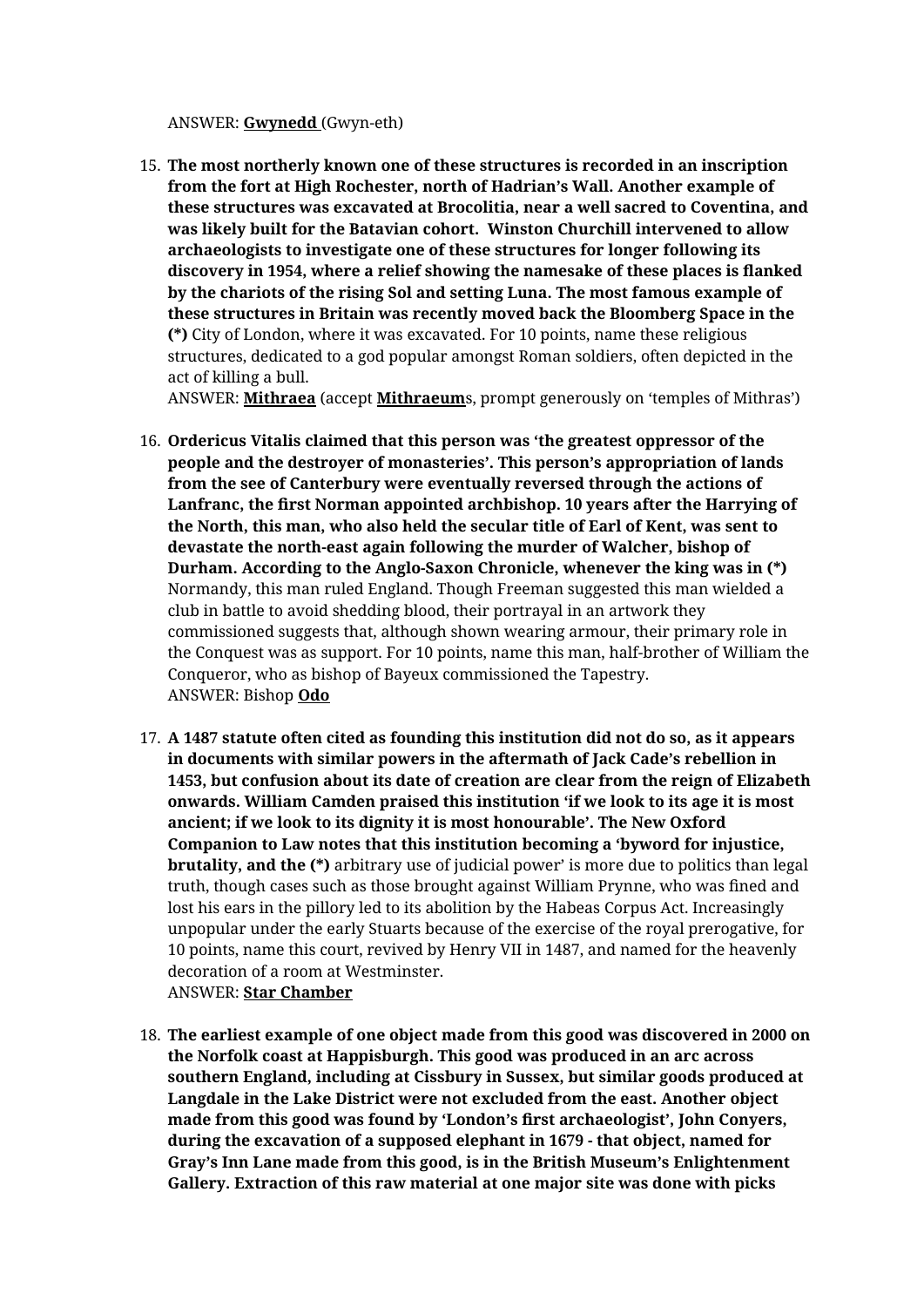ANSWER: **<u>Gwynedd</u>** (Gwyn-eth)

15. **The most northerly known one of these structures is recorded in an inscription from the fort at High Rochester, north of Hadrian's Wall. Another example of these structures was excavated at Brocolitia, near a well sacred to Coventina, and was likely built for the Batavian cohort. Winston Churchill intervened to allow archaeologists to investigate one of these structures for longer following its discovery in 1954, where a relief showing the namesake of these places is flanked by the chariots of the rising Sol and setting Luna. The most famous example of these structures in Britain was recently moved back the Bloomberg Space in the (\*)** City of London, where it was excavated. For 10 points, name these religious structures, dedicated to a god popular amongst Roman soldiers, often depicted in the act of killing a bull.
    ANSWER: **<u>Mithraea</u>** (accept **<u>Mithraeum</u>**s, prompt generously on 'temples of Mithras')

16. **Ordericus Vitalis claimed that this person was 'the greatest oppressor of the people and the destroyer of monasteries'. This person's appropriation of lands from the see of Canterbury were eventually reversed through the actions of Lanfranc, the first Norman appointed archbishop. 10 years after the Harrying of the North, this man, who also held the secular title of Earl of Kent, was sent to devastate the north-east again following the murder of Walcher, bishop of Durham. According to the Anglo-Saxon Chronicle, whenever the king was in (\*)** Normandy, this man ruled England. Though Freeman suggested this man wielded a club in battle to avoid shedding blood, their portrayal in an artwork they commissioned suggests that, although shown wearing armour, their primary role in the Conquest was as support. For 10 points, name this man, half-brother of William the Conqueror, who as bishop of Bayeux commissioned the Tapestry.
    ANSWER: Bishop **<u>Odo</u>**

17. **A 1487 statute often cited as founding this institution did not do so, as it appears in documents with similar powers in the aftermath of Jack Cade's rebellion in 1453, but confusion about its date of creation are clear from the reign of Elizabeth onwards. William Camden praised this institution 'if we look to its age it is most ancient; if we look to its dignity it is most honourable'. The New Oxford Companion to Law notes that this institution becoming a 'byword for injustice, brutality, and the (\*)** arbitrary use of judicial power' is more due to politics than legal truth, though cases such as those brought against William Prynne, who was fined and lost his ears in the pillory led to its abolition by the Habeas Corpus Act. Increasingly unpopular under the early Stuarts because of the exercise of the royal prerogative, for 10 points, name this court, revived by Henry VII in 1487, and named for the heavenly decoration of a room at Westminster.
    ANSWER: **<u>Star Chamber</u>**

18. **The earliest example of one object made from this good was discovered in 2000 on the Norfolk coast at Happisburgh. This good was produced in an arc across southern England, including at Cissbury in Sussex, but similar goods produced at Langdale in the Lake District were not excluded from the east. Another object made from this good was found by 'London's first archaeologist', John Conyers, during the excavation of a supposed elephant in 1679 - that object, named for Gray's Inn Lane made from this good, is in the British Museum's Enlightenment Gallery. Extraction of this raw material at one major site was done with picks**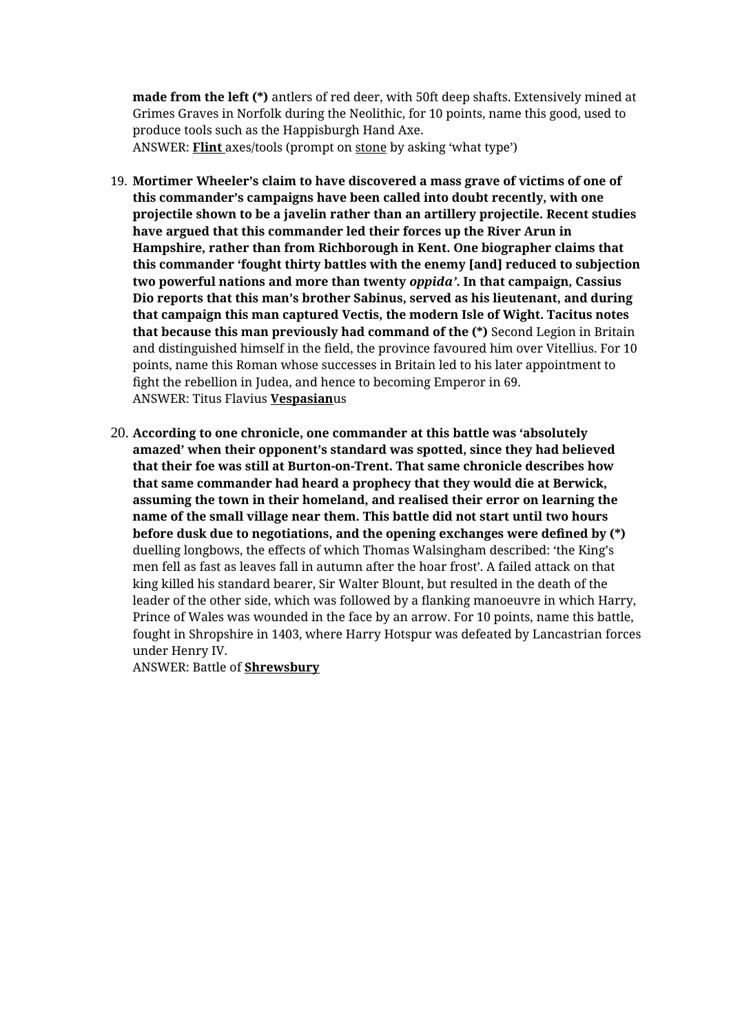**made from the left (*)** antlers of red deer, with 50ft deep shafts. Extensively mined at Grimes Graves in Norfolk during the Neolithic, for 10 points, name this good, used to produce tools such as the Happisburgh Hand Axe.
ANSWER: **Flint** axes/tools (prompt on stone by asking 'what type')

19. **Mortimer Wheeler's claim to have discovered a mass grave of victims of one of this commander's campaigns have been called into doubt recently, with one projectile shown to be a javelin rather than an artillery projectile. Recent studies have argued that this commander led their forces up the River Arun in Hampshire, rather than from Richborough in Kent. One biographer claims that this commander 'fought thirty battles with the enemy [and] reduced to subjection two powerful nations and more than twenty *oppida*'. In that campaign, Cassius Dio reports that this man's brother Sabinus, served as his lieutenant, and during that campaign this man captured Vectis, the modern Isle of Wight. Tacitus notes that because this man previously had command of the (*)** Second Legion in Britain and distinguished himself in the field, the province favoured him over Vitellius. For 10 points, name this Roman whose successes in Britain led to his later appointment to fight the rebellion in Judea, and hence to becoming Emperor in 69.
ANSWER: Titus Flavius **Vespasian**us

20. **According to one chronicle, one commander at this battle was 'absolutely amazed' when their opponent's standard was spotted, since they had believed that their foe was still at Burton-on-Trent. That same chronicle describes how that same commander had heard a prophecy that they would die at Berwick, assuming the town in their homeland, and realised their error on learning the name of the small village near them. This battle did not start until two hours before dusk due to negotiations, and the opening exchanges were defined by (*)** duelling longbows, the effects of which Thomas Walsingham described: 'the King's men fell as fast as leaves fall in autumn after the hoar frost'. A failed attack on that king killed his standard bearer, Sir Walter Blount, but resulted in the death of the leader of the other side, which was followed by a flanking manoeuvre in which Harry, Prince of Wales was wounded in the face by an arrow. For 10 points, name this battle, fought in Shropshire in 1403, where Harry Hotspur was defeated by Lancastrian forces under Henry IV.
ANSWER: Battle of **Shrewsbury**